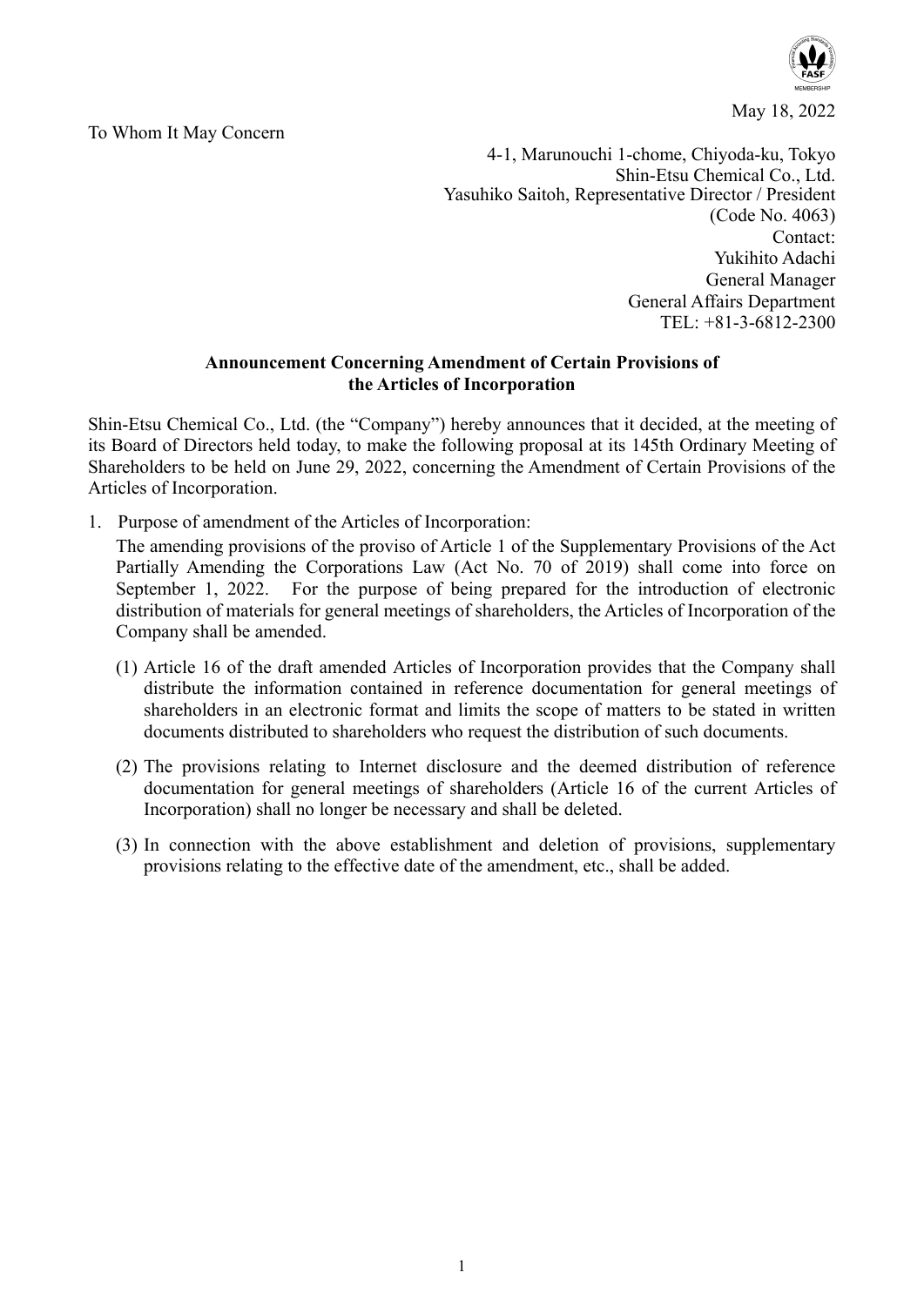May 18, 2022

To Whom It May Concern

4-1, Marunouchi 1-chome, Chiyoda-ku, Tokyo
Shin-Etsu Chemical Co., Ltd.
Yasuhiko Saitoh, Representative Director / President
(Code No. 4063)
Contact:
Yukihito Adachi
General Manager
General Affairs Department
TEL: +81-3-6812-2300

**Announcement Concerning Amendment of Certain Provisions of the Articles of Incorporation**

Shin-Etsu Chemical Co., Ltd. (the "Company") hereby announces that it decided, at the meeting of its Board of Directors held today, to make the following proposal at its 145th Ordinary Meeting of Shareholders to be held on June 29, 2022, concerning the Amendment of Certain Provisions of the Articles of Incorporation.

1. Purpose of amendment of the Articles of Incorporation:

   The amending provisions of the proviso of Article 1 of the Supplementary Provisions of the Act Partially Amending the Corporations Law (Act No. 70 of 2019) shall come into force on September 1, 2022. For the purpose of being prepared for the introduction of electronic distribution of materials for general meetings of shareholders, the Articles of Incorporation of the Company shall be amended.

   (1) Article 16 of the draft amended Articles of Incorporation provides that the Company shall distribute the information contained in reference documentation for general meetings of shareholders in an electronic format and limits the scope of matters to be stated in written documents distributed to shareholders who request the distribution of such documents.

   (2) The provisions relating to Internet disclosure and the deemed distribution of reference documentation for general meetings of shareholders (Article 16 of the current Articles of Incorporation) shall no longer be necessary and shall be deleted.

   (3) In connection with the above establishment and deletion of provisions, supplementary provisions relating to the effective date of the amendment, etc., shall be added.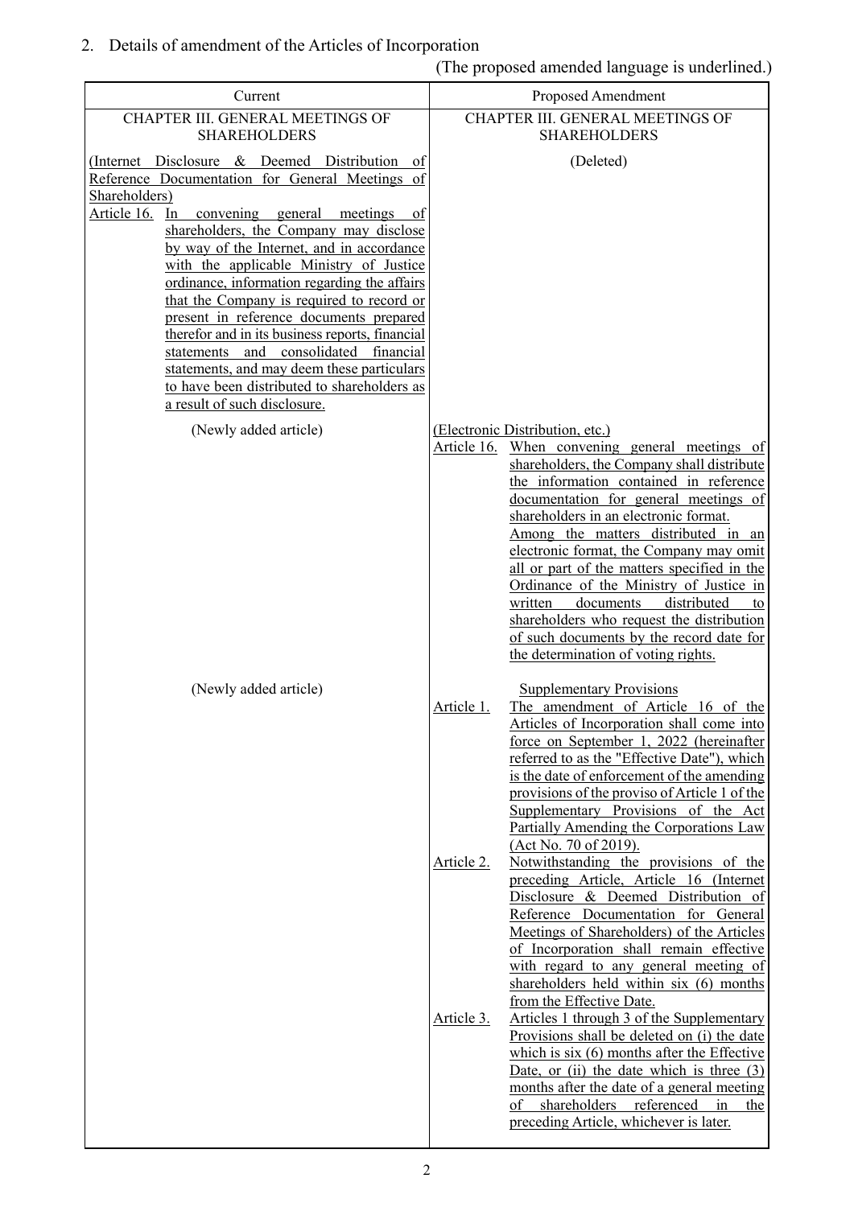2. Details of amendment of the Articles of Incorporation

(The proposed amended language is underlined.)

| Current | Proposed Amendment |
|---|---|
| CHAPTER III. GENERAL MEETINGS OF SHAREHOLDERS | CHAPTER III. GENERAL MEETINGS OF SHAREHOLDERS |
| (Internet Disclosure & Deemed Distribution of Reference Documentation for General Meetings of Shareholders)<br>Article 16. In convening general meetings of shareholders, the Company may disclose by way of the Internet, and in accordance with the applicable Ministry of Justice ordinance, information regarding the affairs that the Company is required to record or present in reference documents prepared therefor and in its business reports, financial statements and consolidated financial statements, and may deem these particulars to have been distributed to shareholders as a result of such disclosure. | (Deleted) |
| (Newly added article) | (Electronic Distribution, etc.)<br>Article 16. When convening general meetings of shareholders, the Company shall distribute the information contained in reference documentation for general meetings of shareholders in an electronic format.<br>Among the matters distributed in an electronic format, the Company may omit all or part of the matters specified in the Ordinance of the Ministry of Justice in written documents distributed to shareholders who request the distribution of such documents by the record date for the determination of voting rights. |
| (Newly added article) | Supplementary Provisions<br>Article 1. The amendment of Article 16 of the Articles of Incorporation shall come into force on September 1, 2022 (hereinafter referred to as the "Effective Date"), which is the date of enforcement of the amending provisions of the proviso of Article 1 of the Supplementary Provisions of the Act Partially Amending the Corporations Law (Act No. 70 of 2019).<br>Article 2. Notwithstanding the provisions of the preceding Article, Article 16 (Internet Disclosure & Deemed Distribution of Reference Documentation for General Meetings of Shareholders) of the Articles of Incorporation shall remain effective with regard to any general meeting of shareholders held within six (6) months from the Effective Date.<br>Article 3. Articles 1 through 3 of the Supplementary Provisions shall be deleted on (i) the date which is six (6) months after the Effective Date, or (ii) the date which is three (3) months after the date of a general meeting of shareholders referenced in the preceding Article, whichever is later. |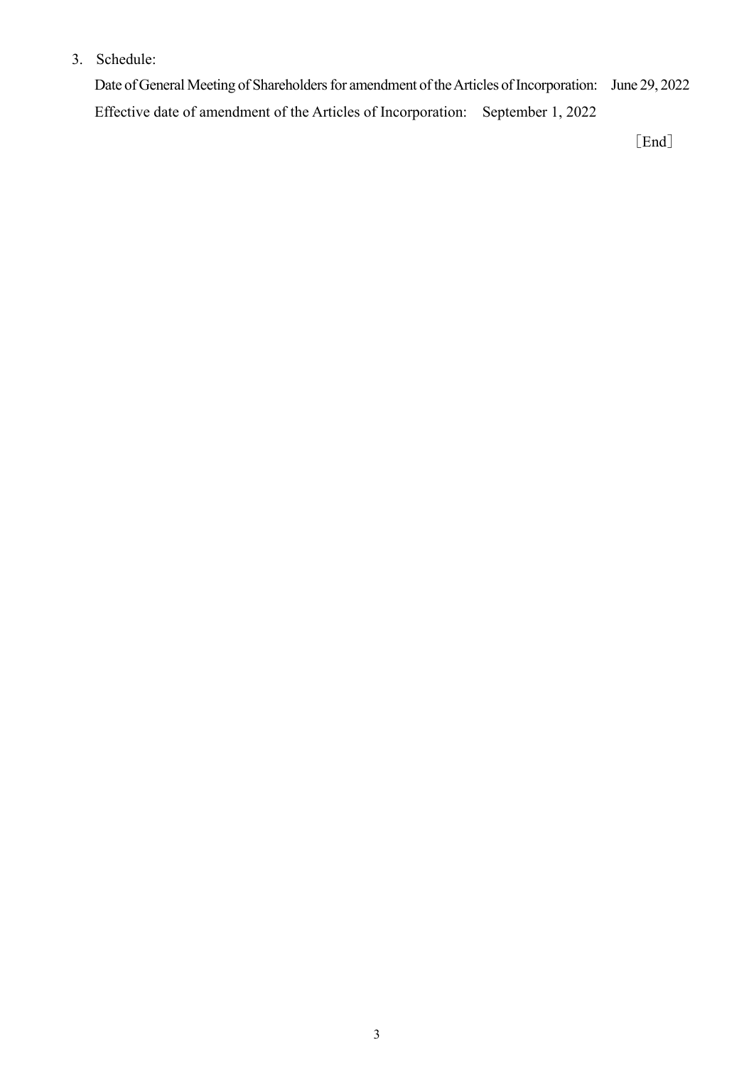3. Schedule:

Date of General Meeting of Shareholders for amendment of the Articles of Incorporation: June 29, 2022

Effective date of amendment of the Articles of Incorporation: September 1, 2022

［End］